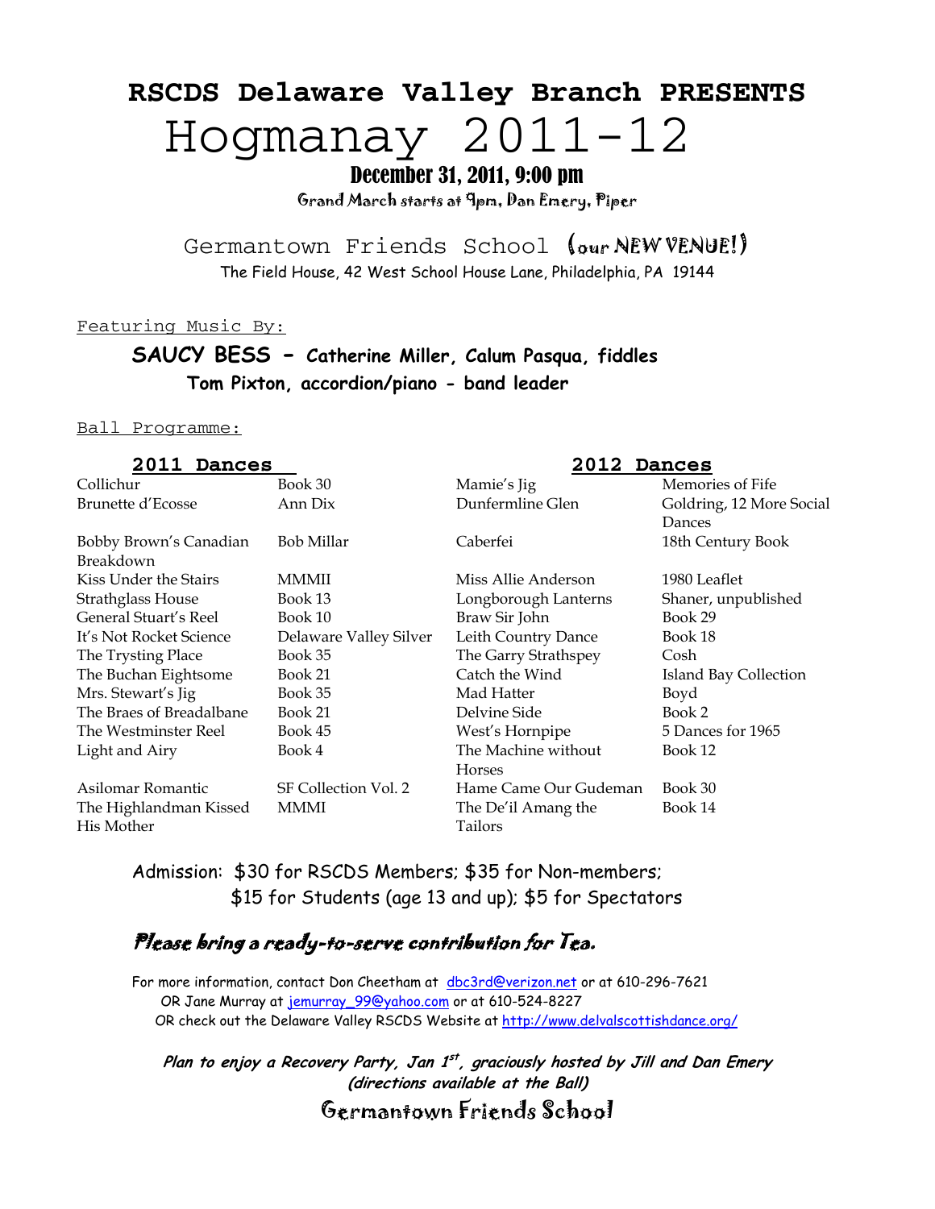# RSCDS Delaware Valley Branch PRESENTS

# Hogmanay 2011-12

## December 31, 2011, 9:00 pm

Grand March starts at 9pm, Dan Emery, Piper

Germantown Friends School (our NEW VENUE!)

The Field House, 42 West School House Lane, Philadelphia, PA 19144

Featuring Music By:

**SAUCY BESS - Catherine Miller, Calum Pasqua, fiddles**
**Tom Pixton, accordion/piano - band leader**

Ball Programme:

| 2011 Dances | | 2012 Dances | |
|---|---|---|---|
| Collichur | Book 30 | Mamie's Jig | Memories of Fife |
| Brunette d'Ecosse | Ann Dix | Dunfermline Glen | Golding, 12 More Social Dances |
| Bobby Brown's Canadian Breakdown | Bob Millar | Caberfei | 18th Century Book |
| Kiss Under the Stairs | MMMII | Miss Allie Anderson | 1980 Leaflet |
| Strathglass House | Book 13 | Longborough Lanterns | Shaner, unpublished |
| General Stuart's Reel | Book 10 | Braw Sir John | Book 29 |
| It's Not Rocket Science | Delaware Valley Silver | Leith Country Dance | Book 18 |
| The Trysting Place | Book 35 | The Garry Strathspey | Cosh |
| The Buchan Eightsome | Book 21 | Catch the Wind | Island Bay Collection |
| Mrs. Stewart's Jig | Book 35 | Mad Hatter | Boyd |
| The Braes of Breadalbane | Book 21 | Delvine Side | Book 2 |
| The Westminster Reel | Book 45 | West's Hornpipe | 5 Dances for 1965 |
| Light and Airy | Book 4 | The Machine without Horses | Book 12 |
| Asilomar Romantic | SF Collection Vol. 2 | Hame Came Our Gudeman | Book 30 |
| The Highlandman Kissed His Mother | MMMI | The De'il Amang the Tailors | Book 14 |

Admission: $30 for RSCDS Members; $35 for Non-members;
$15 for Students (age 13 and up); $5 for Spectators

***Please bring a ready-to-serve contribution for Tea.***

For more information, contact Don Cheetham at dbc3rd@verizon.net or at 610-296-7621
OR Jane Murray at jemurray_99@yahoo.com or at 610-524-8227
OR check out the Delaware Valley RSCDS Website at http://www.delvalscottishdance.org/

***Plan to enjoy a Recovery Party, Jan 1st, graciously hosted by Jill and Dan Emery (directions available at the Ball)***

Germantown Friends School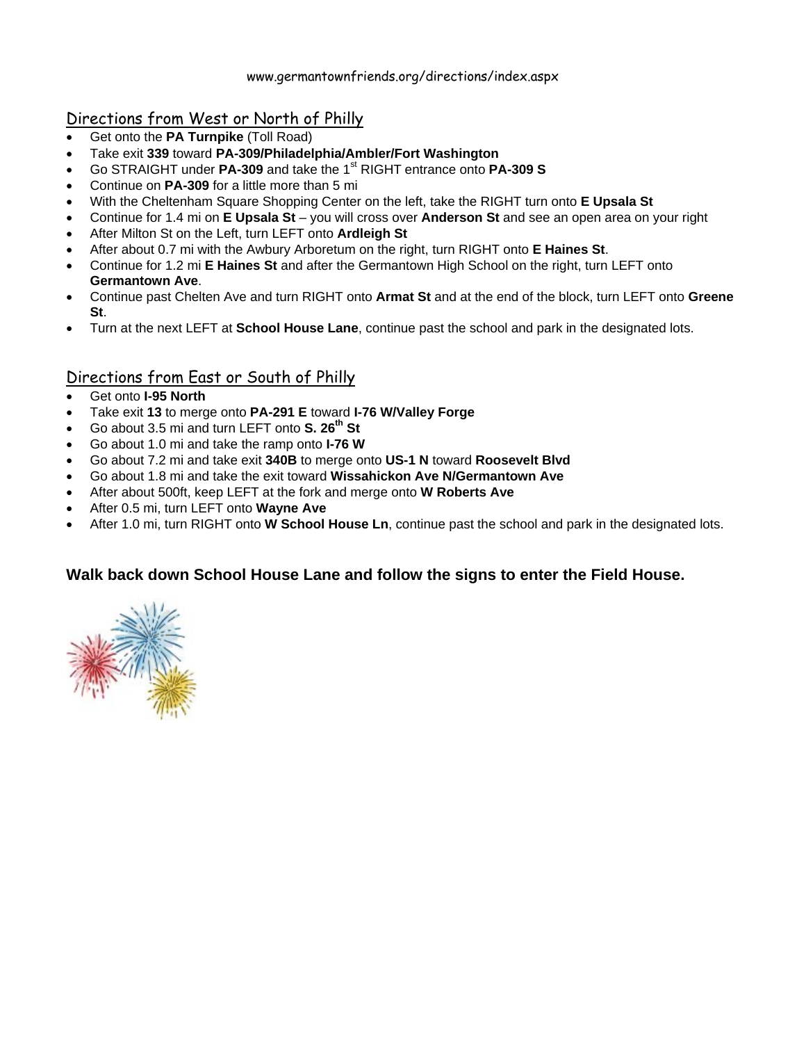www.germantownfriends.org/directions/index.aspx

## Directions from West or North of Philly

- Get onto the **PA Turnpike** (Toll Road)
- Take exit **339** toward **PA-309/Philadelphia/Ambler/Fort Washington**
- Go STRAIGHT under **PA-309** and take the 1st RIGHT entrance onto **PA-309 S**
- Continue on **PA-309** for a little more than 5 mi
- With the Cheltenham Square Shopping Center on the left, take the RIGHT turn onto **E Upsala St**
- Continue for 1.4 mi on **E Upsala St** – you will cross over **Anderson St** and see an open area on your right
- After Milton St on the Left, turn LEFT onto **Ardleigh St**
- After about 0.7 mi with the Awbury Arboretum on the right, turn RIGHT onto **E Haines St**.
- Continue for 1.2 mi **E Haines St** and after the Germantown High School on the right, turn LEFT onto **Germantown Ave**.
- Continue past Chelten Ave and turn RIGHT onto **Armat St** and at the end of the block, turn LEFT onto **Greene St**.
- Turn at the next LEFT at **School House Lane**, continue past the school and park in the designated lots.

## Directions from East or South of Philly

- Get onto **I-95 North**
- Take exit **13** to merge onto **PA-291 E** toward **I-76 W/Valley Forge**
- Go about 3.5 mi and turn LEFT onto **S. 26th St**
- Go about 1.0 mi and take the ramp onto **I-76 W**
- Go about 7.2 mi and take exit **340B** to merge onto **US-1 N** toward **Roosevelt Blvd**
- Go about 1.8 mi and take the exit toward **Wissahickon Ave N/Germantown Ave**
- After about 500ft, keep LEFT at the fork and merge onto **W Roberts Ave**
- After 0.5 mi, turn LEFT onto **Wayne Ave**
- After 1.0 mi, turn RIGHT onto **W School House Ln**, continue past the school and park in the designated lots.

**Walk back down School House Lane and follow the signs to enter the Field House.**